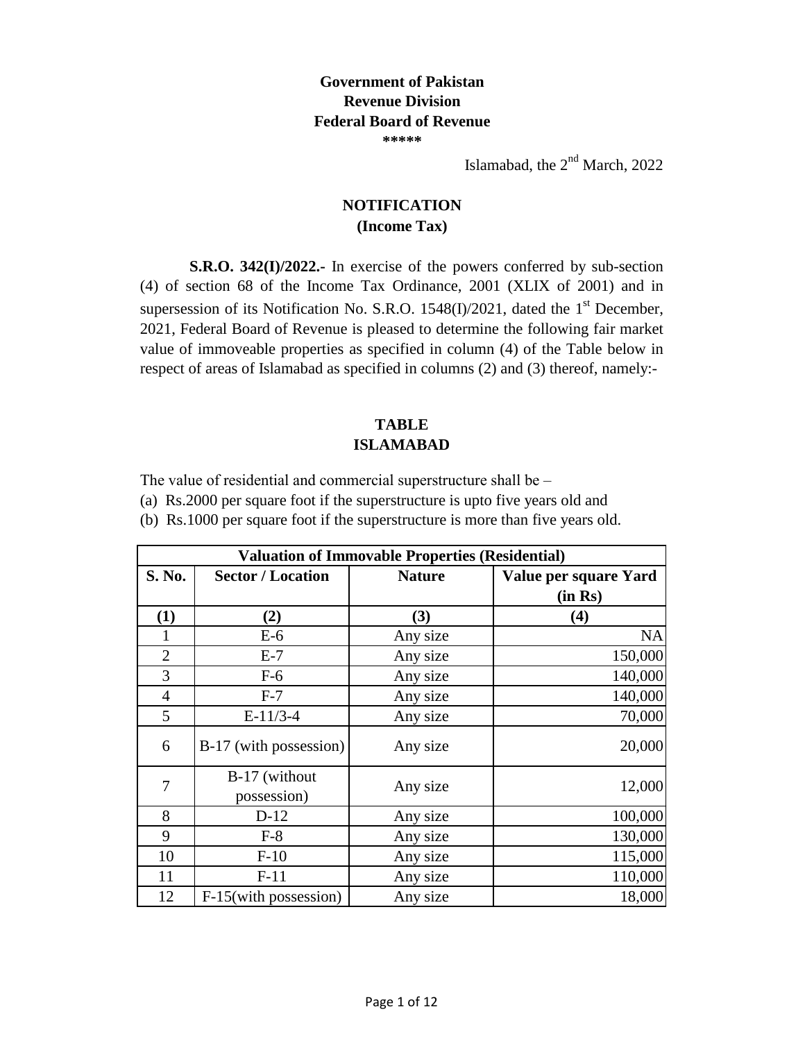**Government of Pakistan**
**Revenue Division**
**Federal Board of Revenue**
**\*\*\*\*\***

Islamabad, the 2nd March, 2022

## NOTIFICATION
### (Income Tax)

**S.R.O. 342(I)/2022.-** In exercise of the powers conferred by sub-section (4) of section 68 of the Income Tax Ordinance, 2001 (XLIX of 2001) and in supersession of its Notification No. S.R.O. 1548(I)/2021, dated the 1st December, 2021, Federal Board of Revenue is pleased to determine the following fair market value of immoveable properties as specified in column (4) of the Table below in respect of areas of Islamabad as specified in columns (2) and (3) thereof, namely:-

### TABLE
### ISLAMABAD

The value of residential and commercial superstructure shall be –

(a) Rs.2000 per square foot if the superstructure is upto five years old and

(b) Rs.1000 per square foot if the superstructure is more than five years old.

| Valuation of Immovable Properties (Residential) | | | |
|---|---|---|---|
| **S. No.** | **Sector / Location** | **Nature** | **Value per square Yard (in Rs)** |
| **(1)** | **(2)** | **(3)** | **(4)** |
| 1 | E-6 | Any size | NA |
| 2 | E-7 | Any size | 150,000 |
| 3 | F-6 | Any size | 140,000 |
| 4 | F-7 | Any size | 140,000 |
| 5 | E-11/3-4 | Any size | 70,000 |
| 6 | B-17 (with possession) | Any size | 20,000 |
| 7 | B-17 (without possession) | Any size | 12,000 |
| 8 | D-12 | Any size | 100,000 |
| 9 | F-8 | Any size | 130,000 |
| 10 | F-10 | Any size | 115,000 |
| 11 | F-11 | Any size | 110,000 |
| 12 | F-15(with possession) | Any size | 18,000 |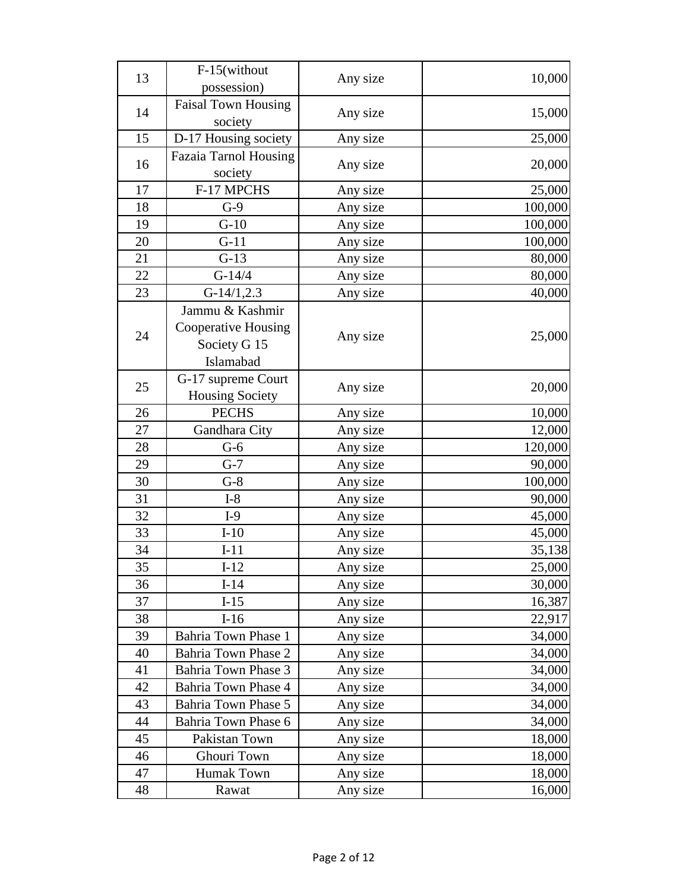| | | | |
|---|---|---|---|
| 13 | F-15(without possession) | Any size | 10,000 |
| 14 | Faisal Town Housing society | Any size | 15,000 |
| 15 | D-17 Housing society | Any size | 25,000 |
| 16 | Fazaia Tarnol Housing society | Any size | 20,000 |
| 17 | F-17 MPCHS | Any size | 25,000 |
| 18 | G-9 | Any size | 100,000 |
| 19 | G-10 | Any size | 100,000 |
| 20 | G-11 | Any size | 100,000 |
| 21 | G-13 | Any size | 80,000 |
| 22 | G-14/4 | Any size | 80,000 |
| 23 | G-14/1,2.3 | Any size | 40,000 |
| 24 | Jammu & Kashmir Cooperative Housing Society G 15 Islamabad | Any size | 25,000 |
| 25 | G-17 supreme Court Housing Society | Any size | 20,000 |
| 26 | PECHS | Any size | 10,000 |
| 27 | Gandhara City | Any size | 12,000 |
| 28 | G-6 | Any size | 120,000 |
| 29 | G-7 | Any size | 90,000 |
| 30 | G-8 | Any size | 100,000 |
| 31 | I-8 | Any size | 90,000 |
| 32 | I-9 | Any size | 45,000 |
| 33 | I-10 | Any size | 45,000 |
| 34 | I-11 | Any size | 35,138 |
| 35 | I-12 | Any size | 25,000 |
| 36 | I-14 | Any size | 30,000 |
| 37 | I-15 | Any size | 16,387 |
| 38 | I-16 | Any size | 22,917 |
| 39 | Bahria Town Phase 1 | Any size | 34,000 |
| 40 | Bahria Town Phase 2 | Any size | 34,000 |
| 41 | Bahria Town Phase 3 | Any size | 34,000 |
| 42 | Bahria Town Phase 4 | Any size | 34,000 |
| 43 | Bahria Town Phase 5 | Any size | 34,000 |
| 44 | Bahria Town Phase 6 | Any size | 34,000 |
| 45 | Pakistan Town | Any size | 18,000 |
| 46 | Ghouri Town | Any size | 18,000 |
| 47 | Humak Town | Any size | 18,000 |
| 48 | Rawat | Any size | 16,000 |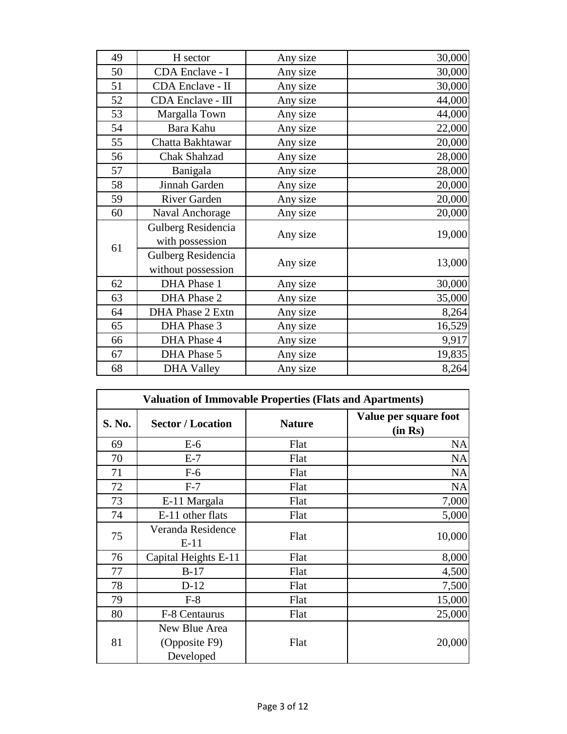| | | | |
|---|---|---|---|
| 49 | H sector | Any size | 30,000 |
| 50 | CDA Enclave - I | Any size | 30,000 |
| 51 | CDA Enclave - II | Any size | 30,000 |
| 52 | CDA Enclave - III | Any size | 44,000 |
| 53 | Margalla Town | Any size | 44,000 |
| 54 | Bara Kahu | Any size | 22,000 |
| 55 | Chatta Bakhtawar | Any size | 20,000 |
| 56 | Chak Shahzad | Any size | 28,000 |
| 57 | Banigala | Any size | 28,000 |
| 58 | Jinnah Garden | Any size | 20,000 |
| 59 | River Garden | Any size | 20,000 |
| 60 | Naval Anchorage | Any size | 20,000 |
| 61 | Gulberg Residencia with possession | Any size | 19,000 |
| | Gulberg Residencia without possession | Any size | 13,000 |
| 62 | DHA Phase 1 | Any size | 30,000 |
| 63 | DHA Phase 2 | Any size | 35,000 |
| 64 | DHA Phase 2 Extn | Any size | 8,264 |
| 65 | DHA Phase 3 | Any size | 16,529 |
| 66 | DHA Phase 4 | Any size | 9,917 |
| 67 | DHA Phase 5 | Any size | 19,835 |
| 68 | DHA Valley | Any size | 8,264 |

**Valuation of Immovable Properties (Flats and Apartments)**

| S. No. | Sector / Location | Nature | Value per square foot (in Rs) |
|---|---|---|---|
| 69 | E-6 | Flat | NA |
| 70 | E-7 | Flat | NA |
| 71 | F-6 | Flat | NA |
| 72 | F-7 | Flat | NA |
| 73 | E-11 Margala | Flat | 7,000 |
| 74 | E-11 other flats | Flat | 5,000 |
| 75 | Veranda Residence E-11 | Flat | 10,000 |
| 76 | Capital Heights E-11 | Flat | 8,000 |
| 77 | B-17 | Flat | 4,500 |
| 78 | D-12 | Flat | 7,500 |
| 79 | F-8 | Flat | 15,000 |
| 80 | F-8 Centaurus | Flat | 25,000 |
| 81 | New Blue Area (Opposite F9) Developed | Flat | 20,000 |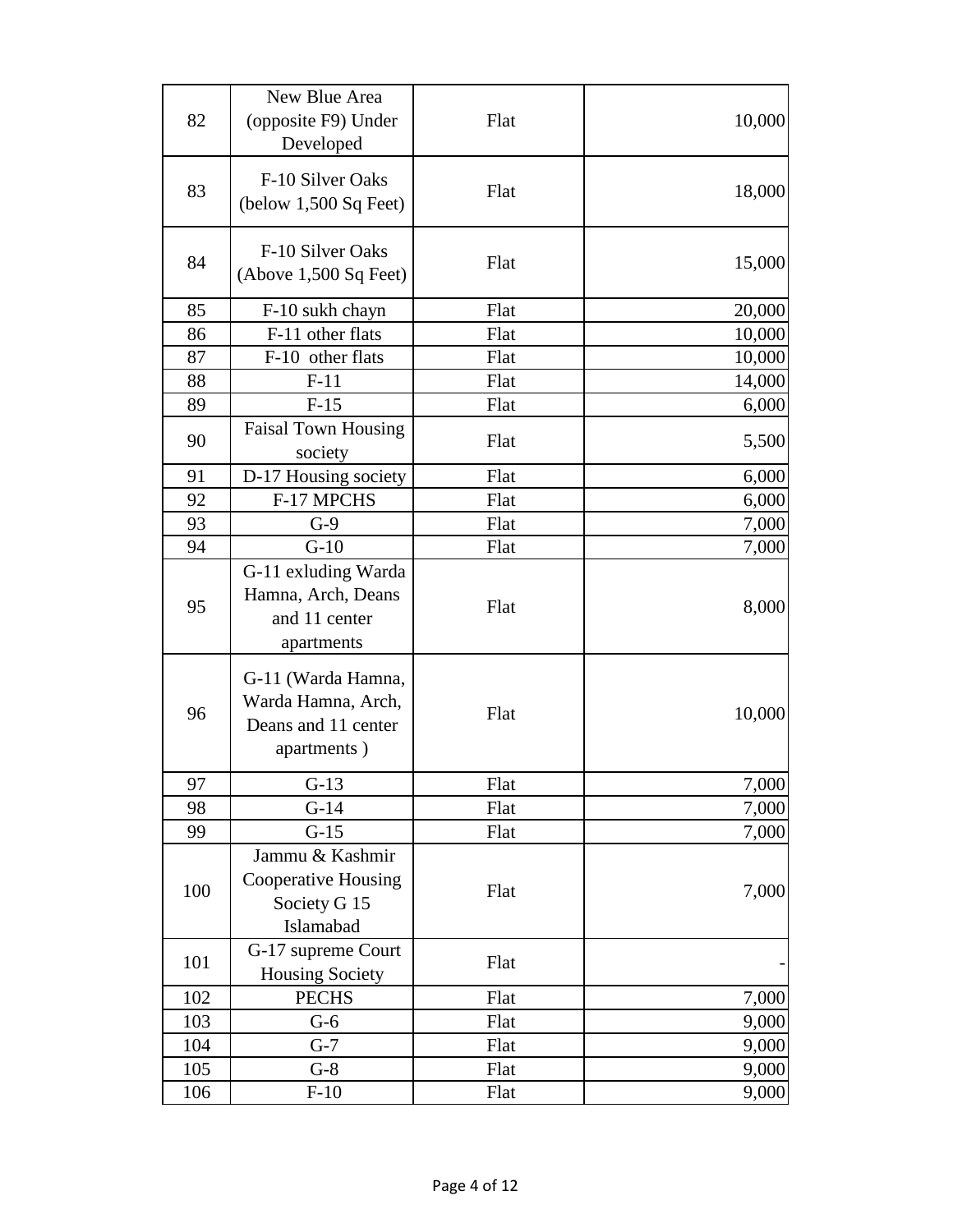| 82 | New Blue Area (opposite F9) Under Developed | Flat | 10,000 |
|---|---|---|---|
| 83 | F-10 Silver Oaks (below 1,500 Sq Feet) | Flat | 18,000 |
| 84 | F-10 Silver Oaks (Above 1,500 Sq Feet) | Flat | 15,000 |
| 85 | F-10 sukh chayn | Flat | 20,000 |
| 86 | F-11 other flats | Flat | 10,000 |
| 87 | F-10 other flats | Flat | 10,000 |
| 88 | F-11 | Flat | 14,000 |
| 89 | F-15 | Flat | 6,000 |
| 90 | Faisal Town Housing society | Flat | 5,500 |
| 91 | D-17 Housing society | Flat | 6,000 |
| 92 | F-17 MPCHS | Flat | 6,000 |
| 93 | G-9 | Flat | 7,000 |
| 94 | G-10 | Flat | 7,000 |
| 95 | G-11 exluding Warda Hamna, Arch, Deans and 11 center apartments | Flat | 8,000 |
| 96 | G-11 (Warda Hamna, Warda Hamna, Arch, Deans and 11 center apartments ) | Flat | 10,000 |
| 97 | G-13 | Flat | 7,000 |
| 98 | G-14 | Flat | 7,000 |
| 99 | G-15 | Flat | 7,000 |
| 100 | Jammu & Kashmir Cooperative Housing Society G 15 Islamabad | Flat | 7,000 |
| 101 | G-17 supreme Court Housing Society | Flat | - |
| 102 | PECHS | Flat | 7,000 |
| 103 | G-6 | Flat | 9,000 |
| 104 | G-7 | Flat | 9,000 |
| 105 | G-8 | Flat | 9,000 |
| 106 | F-10 | Flat | 9,000 |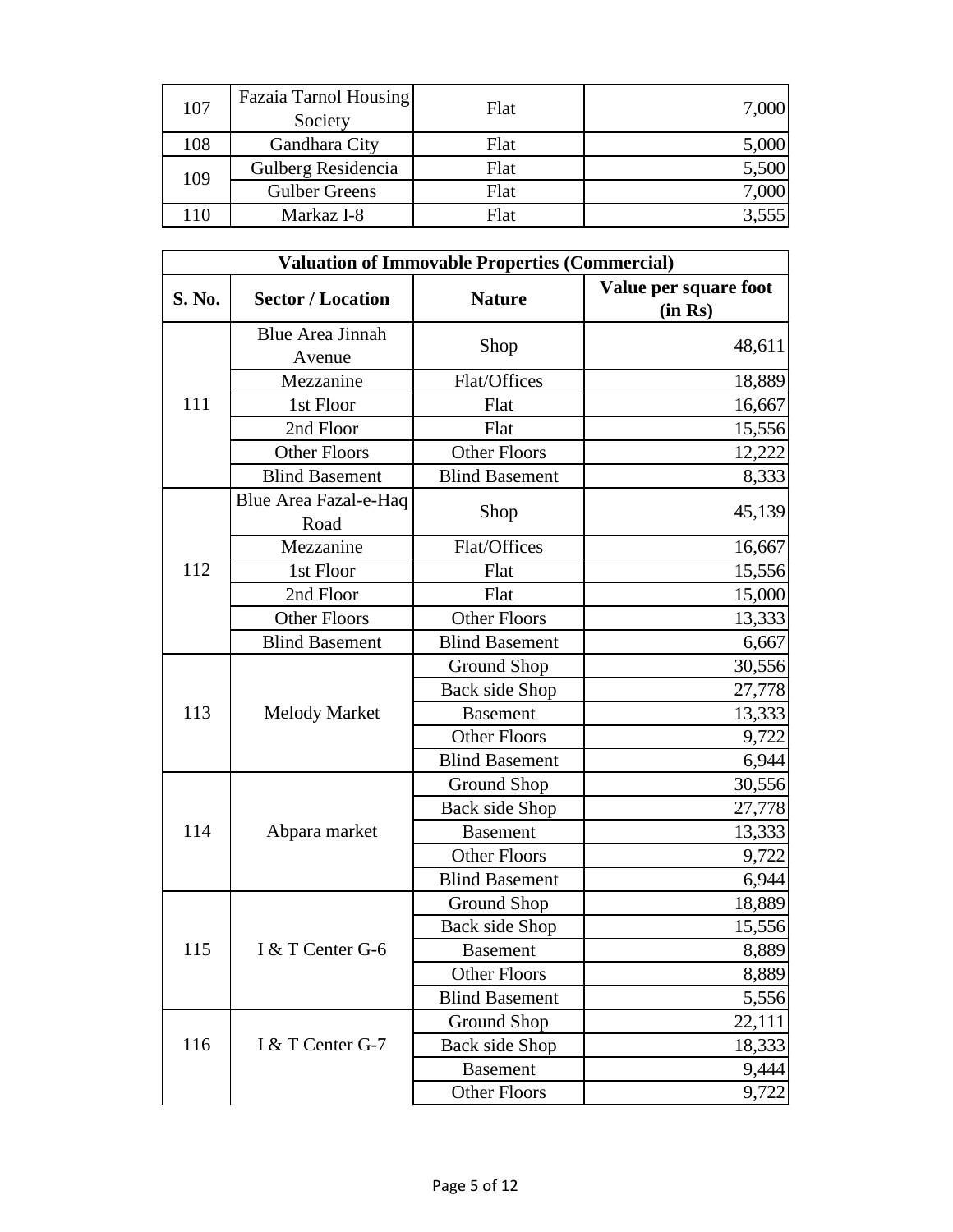| | | | |
|---|---|---|---:|
| 107 | Fazaia Tarnol Housing Society | Flat | 7,000 |
| 108 | Gandhara City | Flat | 5,000 |
| 109 | Gulberg Residencia | Flat | 5,500 |
| | Gulber Greens | Flat | 7,000 |
| 110 | Markaz I-8 | Flat | 3,555 |

| **Valuation of Immovable Properties (Commercial)** | | | |
|---|---|---|---:|
| **S. No.** | **Sector / Location** | **Nature** | **Value per square foot (in Rs)** |
| 111 | Blue Area Jinnah Avenue | Shop | 48,611 |
| | Mezzanine | Flat/Offices | 18,889 |
| | 1st Floor | Flat | 16,667 |
| | 2nd Floor | Flat | 15,556 |
| | Other Floors | Other Floors | 12,222 |
| | Blind Basement | Blind Basement | 8,333 |
| 112 | Blue Area Fazal-e-Haq Road | Shop | 45,139 |
| | Mezzanine | Flat/Offices | 16,667 |
| | 1st Floor | Flat | 15,556 |
| | 2nd Floor | Flat | 15,000 |
| | Other Floors | Other Floors | 13,333 |
| | Blind Basement | Blind Basement | 6,667 |
| 113 | Melody Market | Ground Shop | 30,556 |
| | | Back side Shop | 27,778 |
| | | Basement | 13,333 |
| | | Other Floors | 9,722 |
| | | Blind Basement | 6,944 |
| 114 | Abpara market | Ground Shop | 30,556 |
| | | Back side Shop | 27,778 |
| | | Basement | 13,333 |
| | | Other Floors | 9,722 |
| | | Blind Basement | 6,944 |
| 115 | I & T Center G-6 | Ground Shop | 18,889 |
| | | Back side Shop | 15,556 |
| | | Basement | 8,889 |
| | | Other Floors | 8,889 |
| | | Blind Basement | 5,556 |
| 116 | I & T Center G-7 | Ground Shop | 22,111 |
| | | Back side Shop | 18,333 |
| | | Basement | 9,444 |
| | | Other Floors | 9,722 |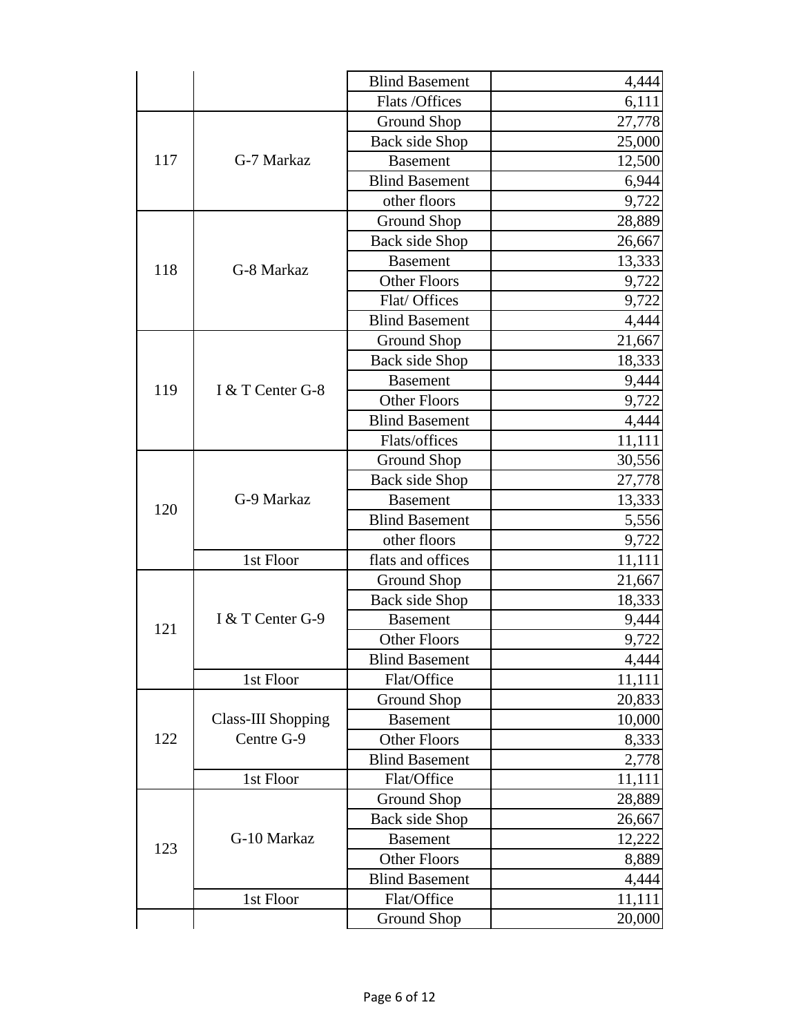| | | | |
|---|---|---|---|
| | | Blind Basement | 4,444 |
| | | Flats /Offices | 6,111 |
| 117 | G-7 Markaz | Ground Shop | 27,778 |
| | | Back side Shop | 25,000 |
| | | Basement | 12,500 |
| | | Blind Basement | 6,944 |
| | | other floors | 9,722 |
| 118 | G-8 Markaz | Ground Shop | 28,889 |
| | | Back side Shop | 26,667 |
| | | Basement | 13,333 |
| | | Other Floors | 9,722 |
| | | Flat/ Offices | 9,722 |
| | | Blind Basement | 4,444 |
| 119 | I & T Center G-8 | Ground Shop | 21,667 |
| | | Back side Shop | 18,333 |
| | | Basement | 9,444 |
| | | Other Floors | 9,722 |
| | | Blind Basement | 4,444 |
| | | Flats/offices | 11,111 |
| 120 | G-9 Markaz | Ground Shop | 30,556 |
| | | Back side Shop | 27,778 |
| | | Basement | 13,333 |
| | | Blind Basement | 5,556 |
| | | other floors | 9,722 |
| | 1st Floor | flats and offices | 11,111 |
| 121 | I & T Center G-9 | Ground Shop | 21,667 |
| | | Back side Shop | 18,333 |
| | | Basement | 9,444 |
| | | Other Floors | 9,722 |
| | | Blind Basement | 4,444 |
| | 1st Floor | Flat/Office | 11,111 |
| 122 | Class-III Shopping Centre G-9 | Ground Shop | 20,833 |
| | | Basement | 10,000 |
| | | Other Floors | 8,333 |
| | | Blind Basement | 2,778 |
| | 1st Floor | Flat/Office | 11,111 |
| 123 | G-10 Markaz | Ground Shop | 28,889 |
| | | Back side Shop | 26,667 |
| | | Basement | 12,222 |
| | | Other Floors | 8,889 |
| | | Blind Basement | 4,444 |
| | 1st Floor | Flat/Office | 11,111 |
| | | Ground Shop | 20,000 |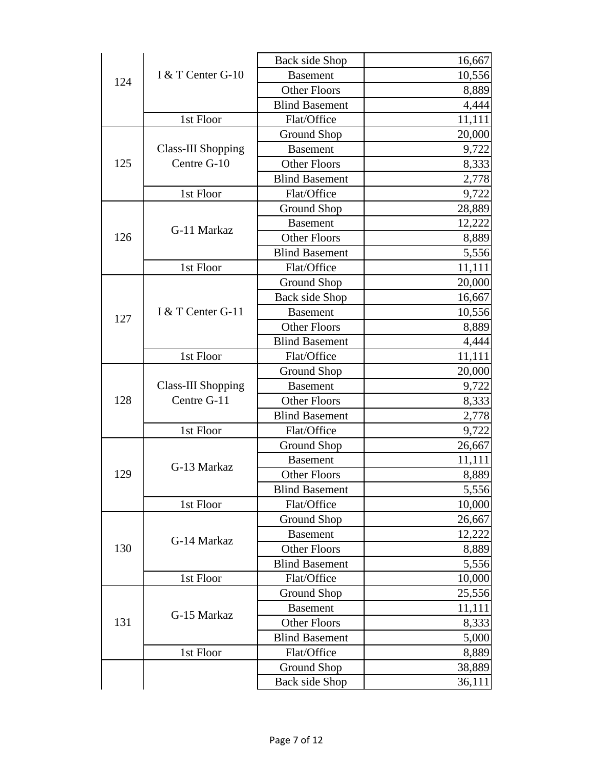| | | | |
|---|---|---|---|
| 124 | I & T Center G-10 | Back side Shop | 16,667 |
| | | Basement | 10,556 |
| | | Other Floors | 8,889 |
| | | Blind Basement | 4,444 |
| | 1st Floor | Flat/Office | 11,111 |
| 125 | Class-III Shopping Centre G-10 | Ground Shop | 20,000 |
| | | Basement | 9,722 |
| | | Other Floors | 8,333 |
| | | Blind Basement | 2,778 |
| | 1st Floor | Flat/Office | 9,722 |
| 126 | G-11 Markaz | Ground Shop | 28,889 |
| | | Basement | 12,222 |
| | | Other Floors | 8,889 |
| | | Blind Basement | 5,556 |
| | 1st Floor | Flat/Office | 11,111 |
| 127 | I & T Center G-11 | Ground Shop | 20,000 |
| | | Back side Shop | 16,667 |
| | | Basement | 10,556 |
| | | Other Floors | 8,889 |
| | | Blind Basement | 4,444 |
| | 1st Floor | Flat/Office | 11,111 |
| 128 | Class-III Shopping Centre G-11 | Ground Shop | 20,000 |
| | | Basement | 9,722 |
| | | Other Floors | 8,333 |
| | | Blind Basement | 2,778 |
| | 1st Floor | Flat/Office | 9,722 |
| 129 | G-13 Markaz | Ground Shop | 26,667 |
| | | Basement | 11,111 |
| | | Other Floors | 8,889 |
| | | Blind Basement | 5,556 |
| | 1st Floor | Flat/Office | 10,000 |
| 130 | G-14 Markaz | Ground Shop | 26,667 |
| | | Basement | 12,222 |
| | | Other Floors | 8,889 |
| | | Blind Basement | 5,556 |
| | 1st Floor | Flat/Office | 10,000 |
| 131 | G-15 Markaz | Ground Shop | 25,556 |
| | | Basement | 11,111 |
| | | Other Floors | 8,333 |
| | | Blind Basement | 5,000 |
| | 1st Floor | Flat/Office | 8,889 |
| | | Ground Shop | 38,889 |
| | | Back side Shop | 36,111 |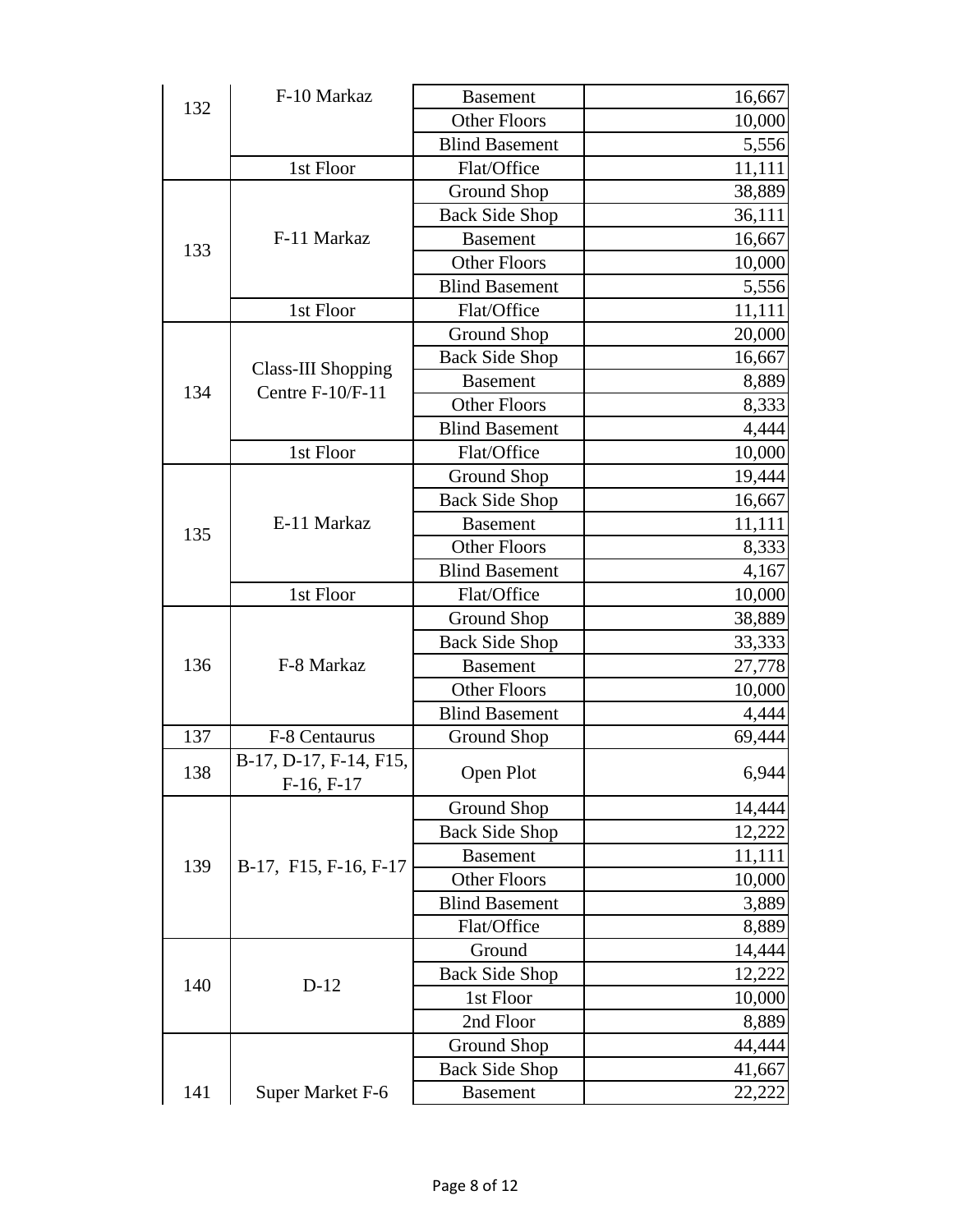| | | | |
|---|---|---|---|
| 132 | F-10 Markaz | Basement | 16,667 |
| | | Other Floors | 10,000 |
| | | Blind Basement | 5,556 |
| | 1st Floor | Flat/Office | 11,111 |
| 133 | F-11 Markaz | Ground Shop | 38,889 |
| | | Back Side Shop | 36,111 |
| | | Basement | 16,667 |
| | | Other Floors | 10,000 |
| | | Blind Basement | 5,556 |
| | 1st Floor | Flat/Office | 11,111 |
| 134 | Class-III Shopping Centre F-10/F-11 | Ground Shop | 20,000 |
| | | Back Side Shop | 16,667 |
| | | Basement | 8,889 |
| | | Other Floors | 8,333 |
| | | Blind Basement | 4,444 |
| | 1st Floor | Flat/Office | 10,000 |
| 135 | E-11 Markaz | Ground Shop | 19,444 |
| | | Back Side Shop | 16,667 |
| | | Basement | 11,111 |
| | | Other Floors | 8,333 |
| | | Blind Basement | 4,167 |
| | 1st Floor | Flat/Office | 10,000 |
| 136 | F-8 Markaz | Ground Shop | 38,889 |
| | | Back Side Shop | 33,333 |
| | | Basement | 27,778 |
| | | Other Floors | 10,000 |
| | | Blind Basement | 4,444 |
| 137 | F-8 Centaurus | Ground Shop | 69,444 |
| 138 | B-17, D-17, F-14, F15, F-16, F-17 | Open Plot | 6,944 |
| 139 | B-17, F15, F-16, F-17 | Ground Shop | 14,444 |
| | | Back Side Shop | 12,222 |
| | | Basement | 11,111 |
| | | Other Floors | 10,000 |
| | | Blind Basement | 3,889 |
| | | Flat/Office | 8,889 |
| 140 | D-12 | Ground | 14,444 |
| | | Back Side Shop | 12,222 |
| | | 1st Floor | 10,000 |
| | | 2nd Floor | 8,889 |
| 141 | Super Market F-6 | Ground Shop | 44,444 |
| | | Back Side Shop | 41,667 |
| | | Basement | 22,222 |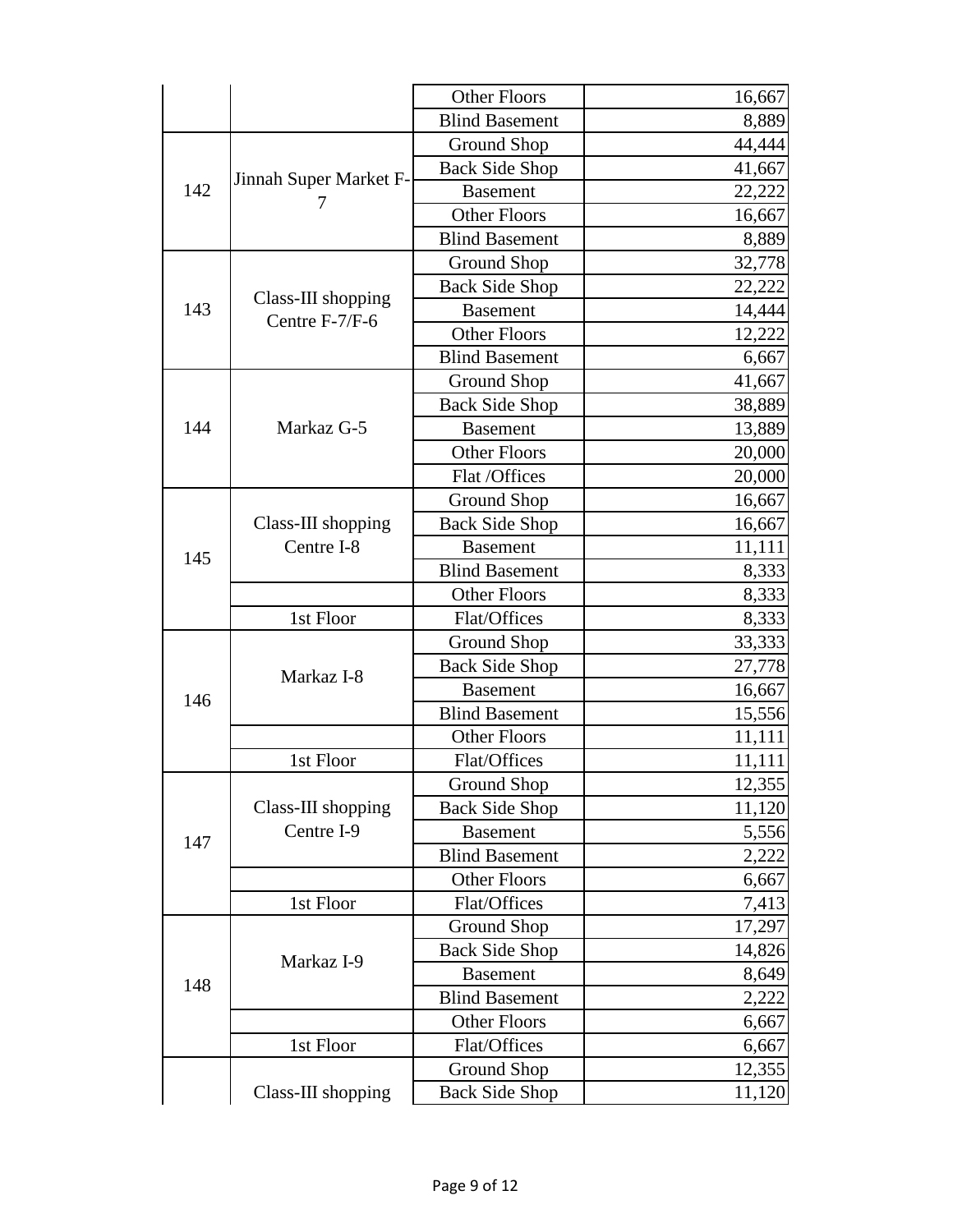| | | Other Floors | 16,667 |
|---|---|---|---|
| | | Blind Basement | 8,889 |
| 142 | Jinnah Super Market F-7 | Ground Shop | 44,444 |
| | | Back Side Shop | 41,667 |
| | | Basement | 22,222 |
| | | Other Floors | 16,667 |
| | | Blind Basement | 8,889 |
| 143 | Class-III shopping Centre F-7/F-6 | Ground Shop | 32,778 |
| | | Back Side Shop | 22,222 |
| | | Basement | 14,444 |
| | | Other Floors | 12,222 |
| | | Blind Basement | 6,667 |
| 144 | Markaz G-5 | Ground Shop | 41,667 |
| | | Back Side Shop | 38,889 |
| | | Basement | 13,889 |
| | | Other Floors | 20,000 |
| | | Flat /Offices | 20,000 |
| 145 | Class-III shopping Centre I-8 | Ground Shop | 16,667 |
| | | Back Side Shop | 16,667 |
| | | Basement | 11,111 |
| | | Blind Basement | 8,333 |
| | | Other Floors | 8,333 |
| | 1st Floor | Flat/Offices | 8,333 |
| 146 | Markaz I-8 | Ground Shop | 33,333 |
| | | Back Side Shop | 27,778 |
| | | Basement | 16,667 |
| | | Blind Basement | 15,556 |
| | | Other Floors | 11,111 |
| | 1st Floor | Flat/Offices | 11,111 |
| 147 | Class-III shopping Centre I-9 | Ground Shop | 12,355 |
| | | Back Side Shop | 11,120 |
| | | Basement | 5,556 |
| | | Blind Basement | 2,222 |
| | | Other Floors | 6,667 |
| | 1st Floor | Flat/Offices | 7,413 |
| 148 | Markaz I-9 | Ground Shop | 17,297 |
| | | Back Side Shop | 14,826 |
| | | Basement | 8,649 |
| | | Blind Basement | 2,222 |
| | | Other Floors | 6,667 |
| | 1st Floor | Flat/Offices | 6,667 |
| | Class-III shopping | Ground Shop | 12,355 |
| | | Back Side Shop | 11,120 |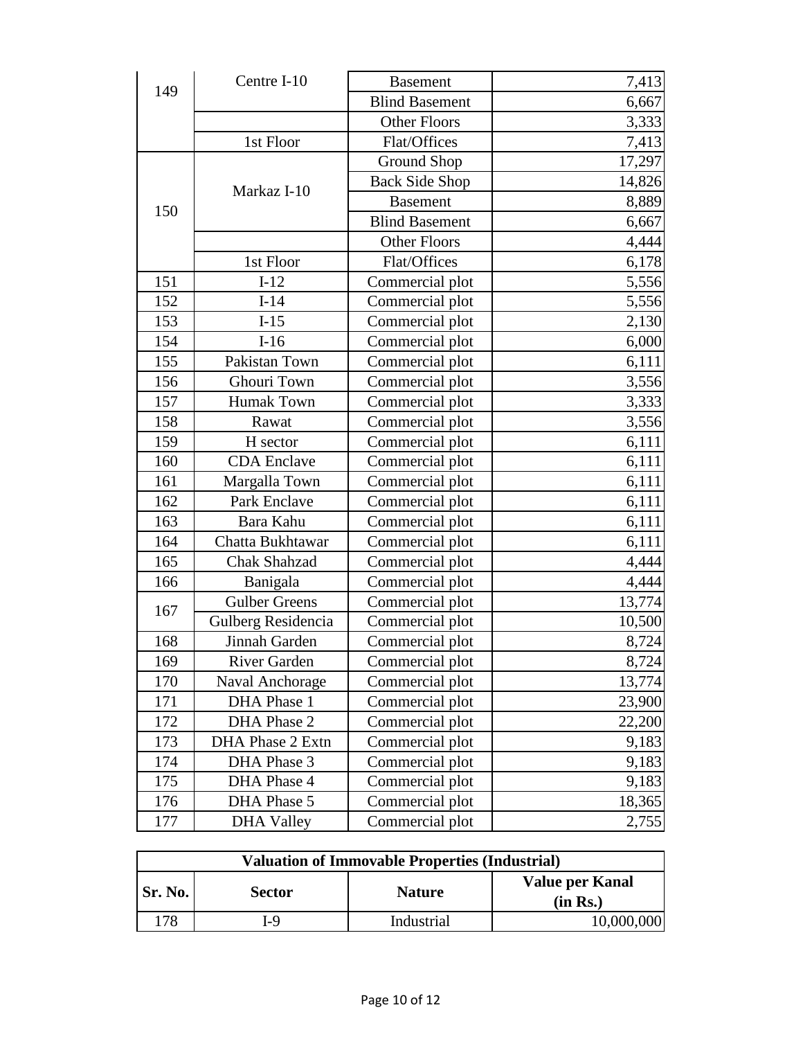| | | | |
|---|---|---|---|
| 149 | Centre I-10 | Basement | 7,413 |
| | | Blind Basement | 6,667 |
| | | Other Floors | 3,333 |
| | 1st Floor | Flat/Offices | 7,413 |
| 150 | Markaz I-10 | Ground Shop | 17,297 |
| | | Back Side Shop | 14,826 |
| | | Basement | 8,889 |
| | | Blind Basement | 6,667 |
| | | Other Floors | 4,444 |
| | 1st Floor | Flat/Offices | 6,178 |
| 151 | I-12 | Commercial plot | 5,556 |
| 152 | I-14 | Commercial plot | 5,556 |
| 153 | I-15 | Commercial plot | 2,130 |
| 154 | I-16 | Commercial plot | 6,000 |
| 155 | Pakistan Town | Commercial plot | 6,111 |
| 156 | Ghouri Town | Commercial plot | 3,556 |
| 157 | Humak Town | Commercial plot | 3,333 |
| 158 | Rawat | Commercial plot | 3,556 |
| 159 | H sector | Commercial plot | 6,111 |
| 160 | CDA Enclave | Commercial plot | 6,111 |
| 161 | Margalla Town | Commercial plot | 6,111 |
| 162 | Park Enclave | Commercial plot | 6,111 |
| 163 | Bara Kahu | Commercial plot | 6,111 |
| 164 | Chatta Bukhtawar | Commercial plot | 6,111 |
| 165 | Chak Shahzad | Commercial plot | 4,444 |
| 166 | Banigala | Commercial plot | 4,444 |
| 167 | Gulber Greens | Commercial plot | 13,774 |
| | Gulberg Residencia | Commercial plot | 10,500 |
| 168 | Jinnah Garden | Commercial plot | 8,724 |
| 169 | River Garden | Commercial plot | 8,724 |
| 170 | Naval Anchorage | Commercial plot | 13,774 |
| 171 | DHA Phase 1 | Commercial plot | 23,900 |
| 172 | DHA Phase 2 | Commercial plot | 22,200 |
| 173 | DHA Phase 2 Extn | Commercial plot | 9,183 |
| 174 | DHA Phase 3 | Commercial plot | 9,183 |
| 175 | DHA Phase 4 | Commercial plot | 9,183 |
| 176 | DHA Phase 5 | Commercial plot | 18,365 |
| 177 | DHA Valley | Commercial plot | 2,755 |

**Valuation of Immovable Properties (Industrial)**

| Sr. No. | Sector | Nature | Value per Kanal (in Rs.) |
|---|---|---|---|
| 178 | I-9 | Industrial | 10,000,000 |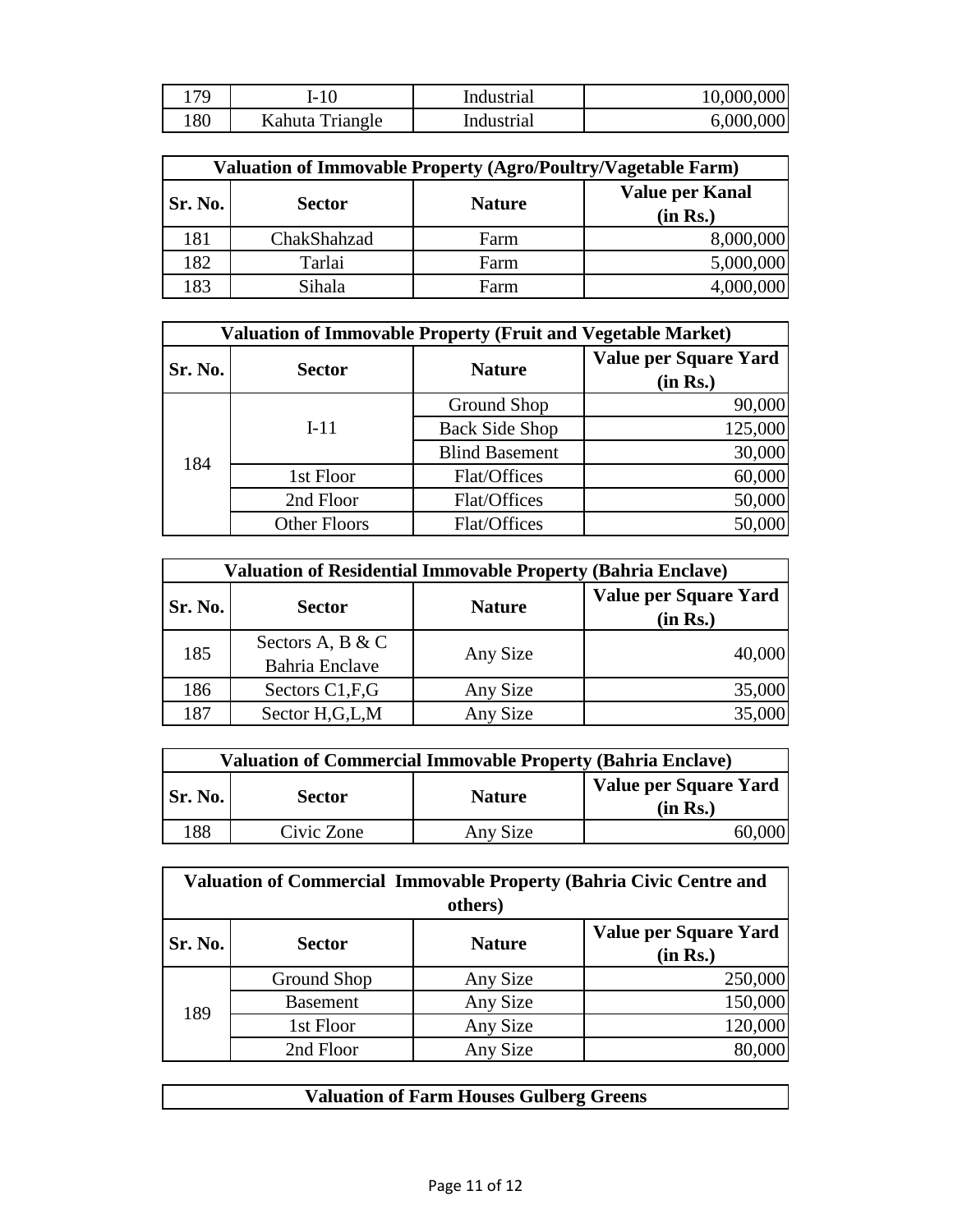| 179 | I-10 | Industrial | 10,000,000 |
|---|---|---|---|
| 180 | Kahuta Triangle | Industrial | 6,000,000 |

| **Valuation of Immovable Property (Agro/Poultry/Vagetable Farm)** | | | |
|---|---|---|---|
| **Sr. No.** | **Sector** | **Nature** | **Value per Kanal (in Rs.)** |
| 181 | ChakShahzad | Farm | 8,000,000 |
| 182 | Tarlai | Farm | 5,000,000 |
| 183 | Sihala | Farm | 4,000,000 |

| **Valuation of Immovable Property (Fruit and Vegetable Market)** | | | |
|---|---|---|---|
| **Sr. No.** | **Sector** | **Nature** | **Value per Square Yard (in Rs.)** |
| 184 | I-11 | Ground Shop | 90,000 |
| | | Back Side Shop | 125,000 |
| | | Blind Basement | 30,000 |
| | 1st Floor | Flat/Offices | 60,000 |
| | 2nd Floor | Flat/Offices | 50,000 |
| | Other Floors | Flat/Offices | 50,000 |

| **Valuation of Residential Immovable Property (Bahria Enclave)** | | | |
|---|---|---|---|
| **Sr. No.** | **Sector** | **Nature** | **Value per Square Yard (in Rs.)** |
| 185 | Sectors A, B & C Bahria Enclave | Any Size | 40,000 |
| 186 | Sectors C1,F,G | Any Size | 35,000 |
| 187 | Sector H,G,L,M | Any Size | 35,000 |

| **Valuation of Commercial Immovable Property (Bahria Enclave)** | | | |
|---|---|---|---|
| **Sr. No.** | **Sector** | **Nature** | **Value per Square Yard (in Rs.)** |
| 188 | Civic Zone | Any Size | 60,000 |

| **Valuation of Commercial Immovable Property (Bahria Civic Centre and others)** | | | |
|---|---|---|---|
| **Sr. No.** | **Sector** | **Nature** | **Value per Square Yard (in Rs.)** |
| 189 | Ground Shop | Any Size | 250,000 |
| | Basement | Any Size | 150,000 |
| | 1st Floor | Any Size | 120,000 |
| | 2nd Floor | Any Size | 80,000 |

| **Valuation of Farm Houses Gulberg Greens** |
|---|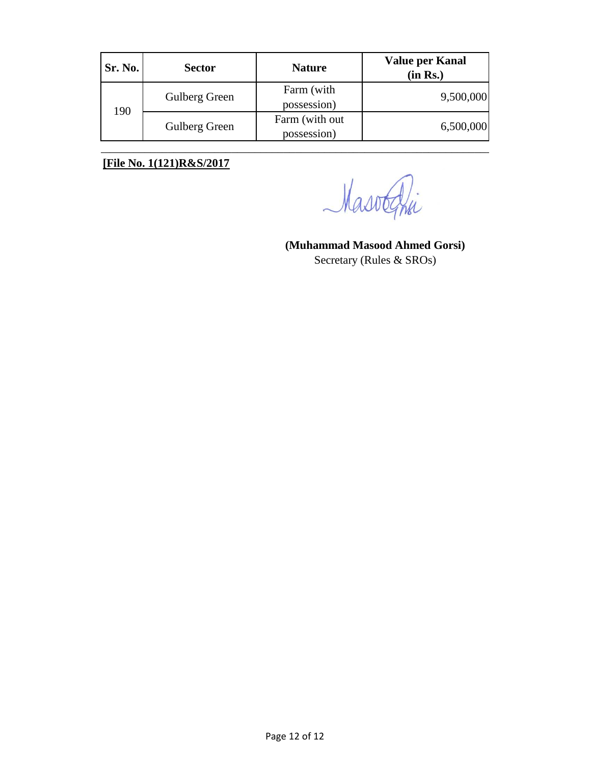| Sr. No. | Sector | Nature | Value per Kanal (in Rs.) |
|---|---|---|---|
| 190 | Gulberg Green | Farm (with possession) | 9,500,000 |
| | Gulberg Green | Farm (with out possession) | 6,500,000 |

---

**[File No. 1(121)R&S/2017**

**(Muhammad Masood Ahmed Gorsi)**
Secretary (Rules & SROs)